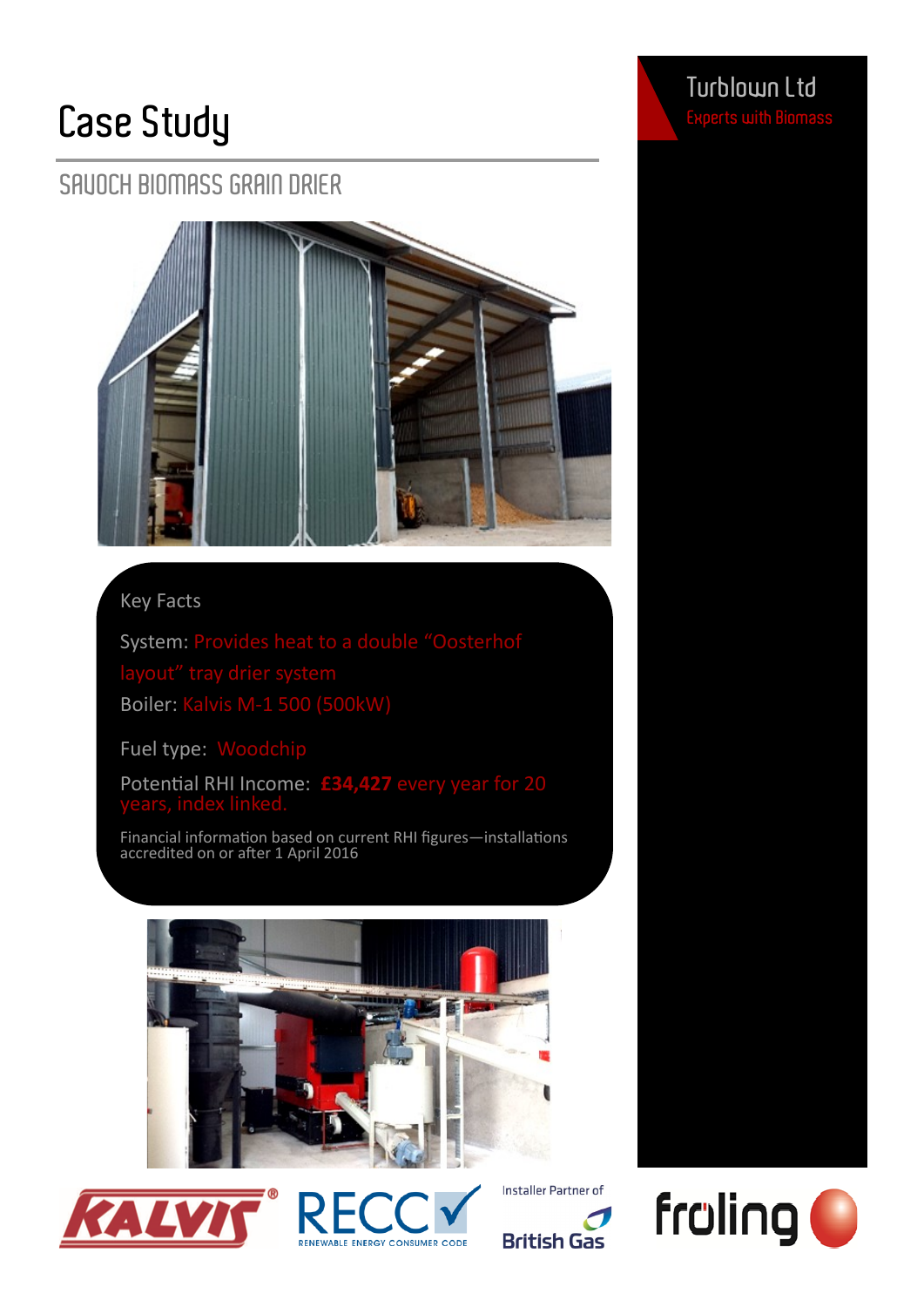# Case Study

## SAUOCH BIOMASS GRAIN DRIER

Turblown Ltd

Experts with Biomass

### Key Facts

System: Provides heat to a double "Oosterhof layout" tray drier system

Boiler: Kalvis M-1 500 (500kW)

Fuel type: Woodchip

Potential RHI Income: **£34,427** every year for 20 years, index linked.

Financial information based on current RHI figures—installations accredited on or after 1 April 2016

KALVIS

RECC RENEWABLE ENERGY CONSUMER CODE

Installer Partner of British Gas

froling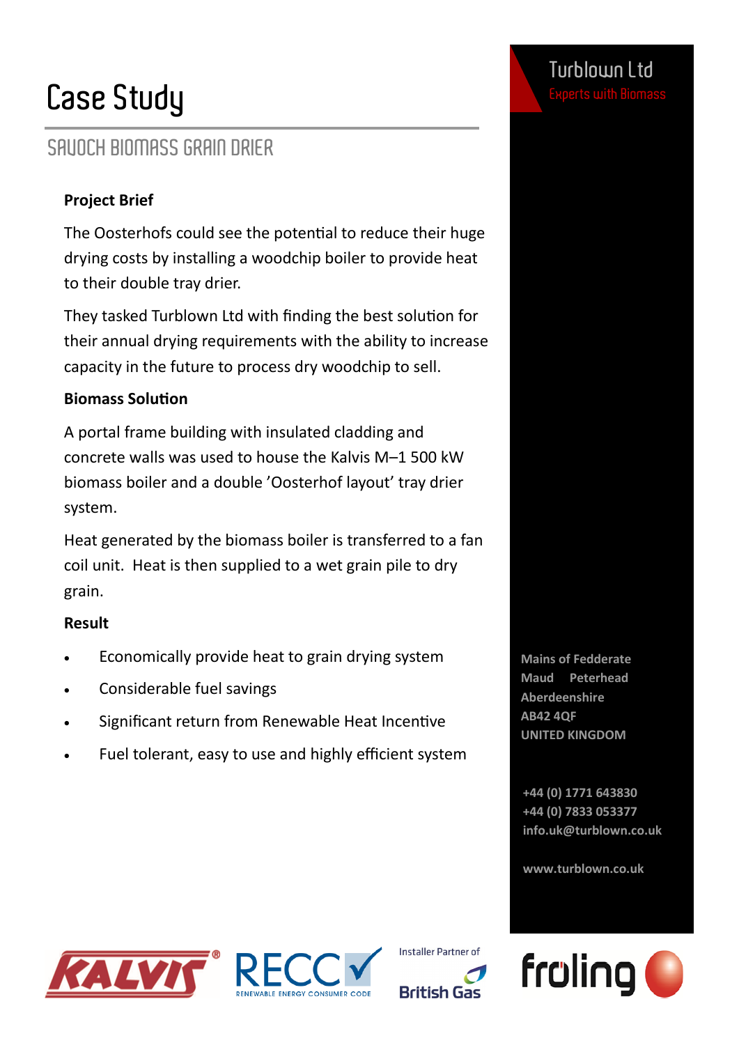# Case Study

## SAUOCH BIOMASS GRAIN DRIER

**Project Brief**

The Oosterhofs could see the potential to reduce their huge drying costs by installing a woodchip boiler to provide heat to their double tray drier.

They tasked Turblown Ltd with finding the best solution for their annual drying requirements with the ability to increase capacity in the future to process dry woodchip to sell.

**Biomass Solution**

A portal frame building with insulated cladding and concrete walls was used to house the Kalvis M–1 500 kW biomass boiler and a double 'Oosterhof layout' tray drier system.

Heat generated by the biomass boiler is transferred to a fan coil unit. Heat is then supplied to a wet grain pile to dry grain.

**Result**

- Economically provide heat to grain drying system
- Considerable fuel savings
- Significant return from Renewable Heat Incentive
- Fuel tolerant, easy to use and highly efficient system

Turblown Ltd
Experts with Biomass

Mains of Fedderate
Maud Peterhead
Aberdeenshire
AB42 4QF
UNITED KINGDOM

+44 (0) 1771 643830
+44 (0) 7833 053377
info.uk@turblown.co.uk

www.turblown.co.uk

KALVIS® RECC RENEWABLE ENERGY CONSUMER CODE Installer Partner of British Gas fröling